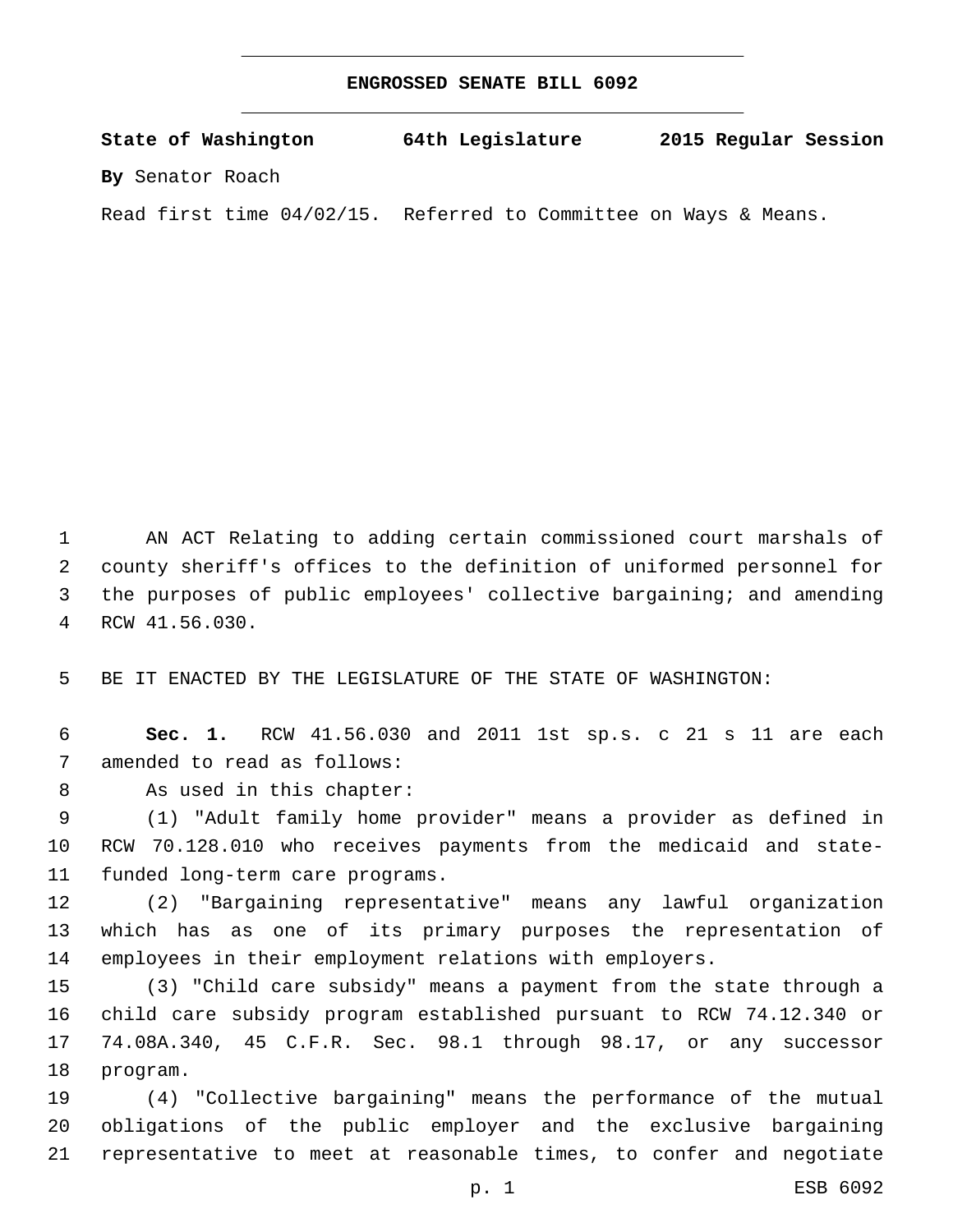# ENGROSSED SENATE BILL 6092

**State of Washington 64th Legislature 2015 Regular Session**

**By** Senator Roach

Read first time 04/02/15. Referred to Committee on Ways & Means.

AN ACT Relating to adding certain commissioned court marshals of county sheriff's offices to the definition of uniformed personnel for the purposes of public employees' collective bargaining; and amending RCW 41.56.030.

BE IT ENACTED BY THE LEGISLATURE OF THE STATE OF WASHINGTON:

**Sec. 1.** RCW 41.56.030 and 2011 1st sp.s. c 21 s 11 are each amended to read as follows:

As used in this chapter:

(1) "Adult family home provider" means a provider as defined in RCW 70.128.010 who receives payments from the medicaid and state-funded long-term care programs.

(2) "Bargaining representative" means any lawful organization which has as one of its primary purposes the representation of employees in their employment relations with employers.

(3) "Child care subsidy" means a payment from the state through a child care subsidy program established pursuant to RCW 74.12.340 or 74.08A.340, 45 C.F.R. Sec. 98.1 through 98.17, or any successor program.

(4) "Collective bargaining" means the performance of the mutual obligations of the public employer and the exclusive bargaining representative to meet at reasonable times, to confer and negotiate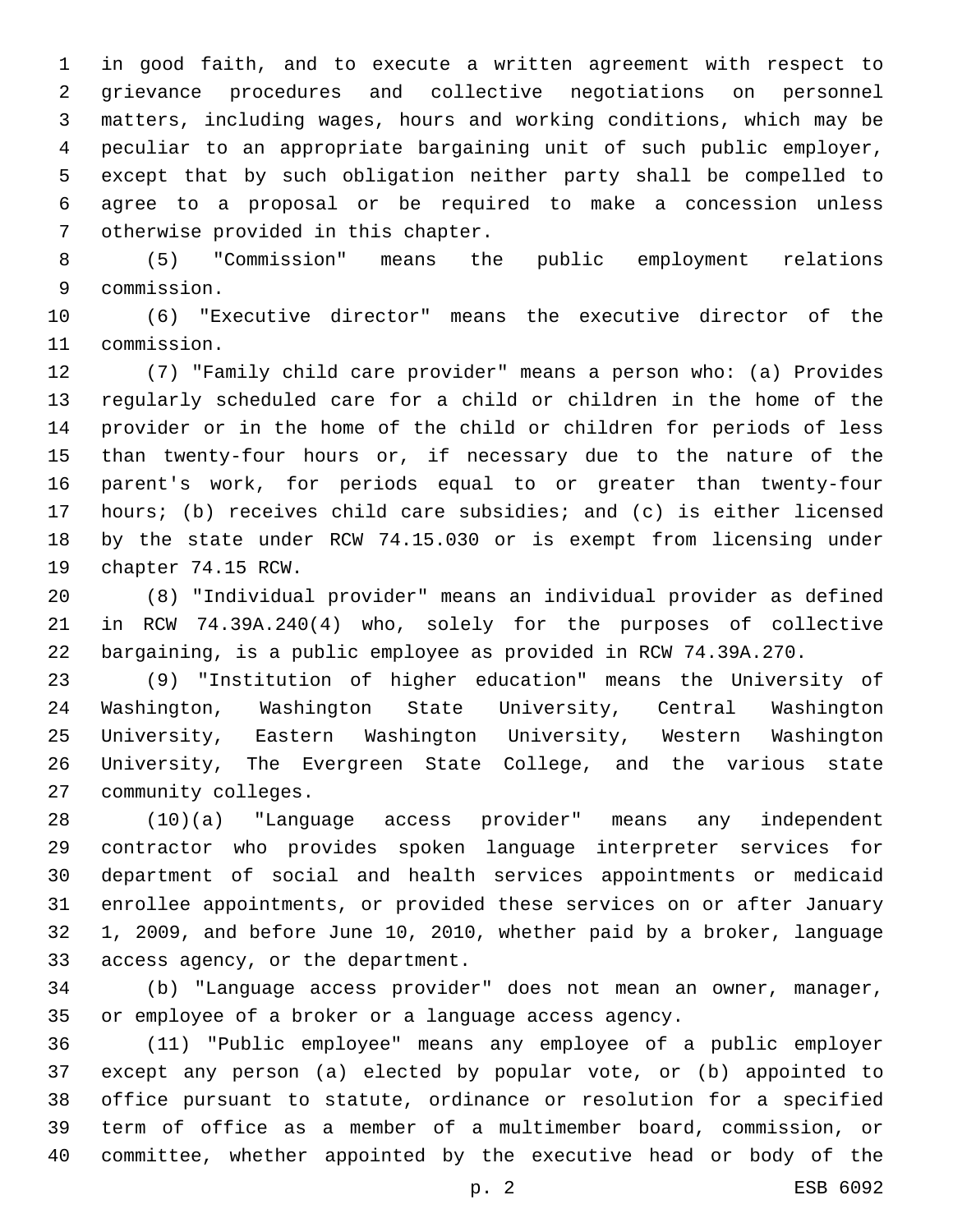in good faith, and to execute a written agreement with respect to grievance procedures and collective negotiations on personnel matters, including wages, hours and working conditions, which may be peculiar to an appropriate bargaining unit of such public employer, except that by such obligation neither party shall be compelled to agree to a proposal or be required to make a concession unless otherwise provided in this chapter.

(5) "Commission" means the public employment relations commission.

(6) "Executive director" means the executive director of the commission.

(7) "Family child care provider" means a person who: (a) Provides regularly scheduled care for a child or children in the home of the provider or in the home of the child or children for periods of less than twenty-four hours or, if necessary due to the nature of the parent's work, for periods equal to or greater than twenty-four hours; (b) receives child care subsidies; and (c) is either licensed by the state under RCW 74.15.030 or is exempt from licensing under chapter 74.15 RCW.

(8) "Individual provider" means an individual provider as defined in RCW 74.39A.240(4) who, solely for the purposes of collective bargaining, is a public employee as provided in RCW 74.39A.270.

(9) "Institution of higher education" means the University of Washington, Washington State University, Central Washington University, Eastern Washington University, Western Washington University, The Evergreen State College, and the various state community colleges.

(10)(a) "Language access provider" means any independent contractor who provides spoken language interpreter services for department of social and health services appointments or medicaid enrollee appointments, or provided these services on or after January 1, 2009, and before June 10, 2010, whether paid by a broker, language access agency, or the department.

(b) "Language access provider" does not mean an owner, manager, or employee of a broker or a language access agency.

(11) "Public employee" means any employee of a public employer except any person (a) elected by popular vote, or (b) appointed to office pursuant to statute, ordinance or resolution for a specified term of office as a member of a multimember board, commission, or committee, whether appointed by the executive head or body of the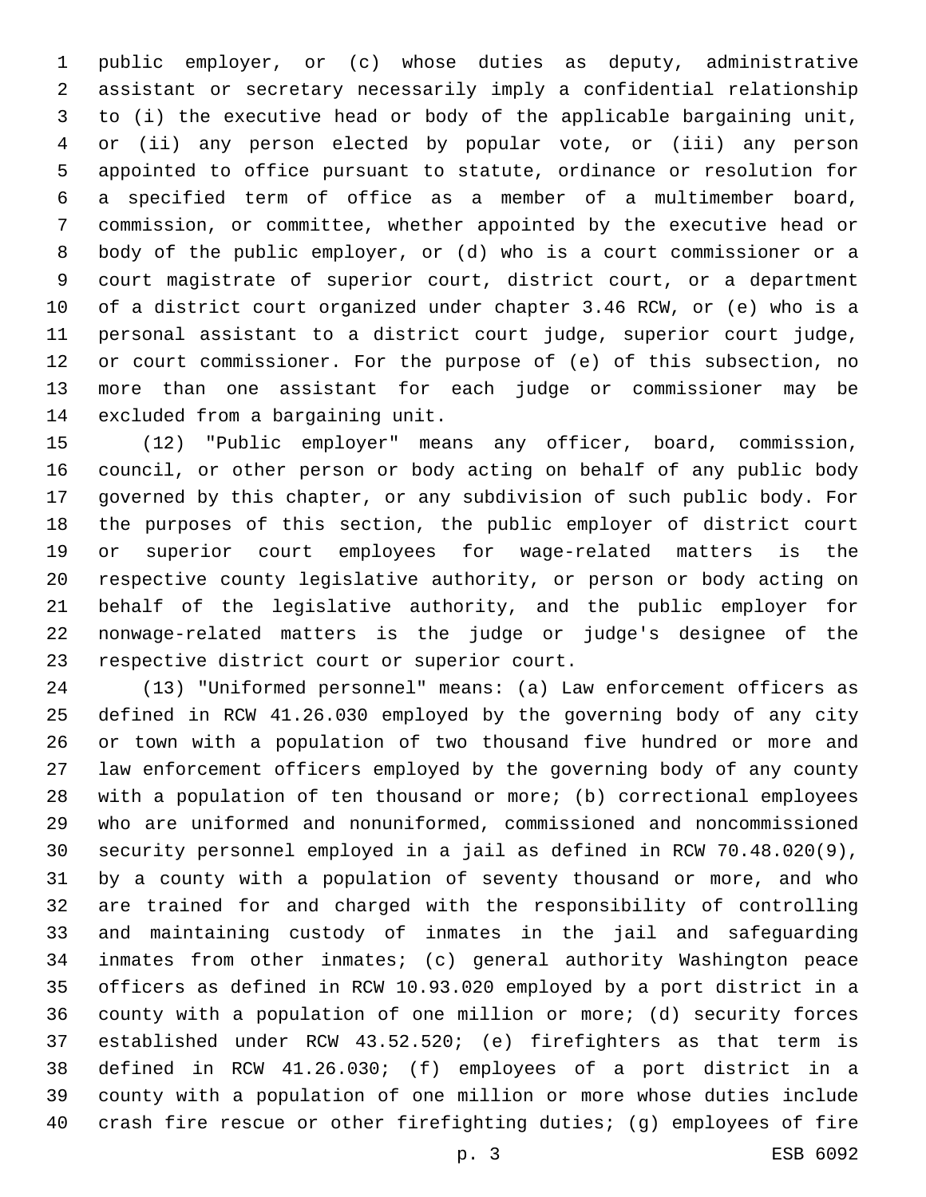public employer, or (c) whose duties as deputy, administrative assistant or secretary necessarily imply a confidential relationship to (i) the executive head or body of the applicable bargaining unit, or (ii) any person elected by popular vote, or (iii) any person appointed to office pursuant to statute, ordinance or resolution for a specified term of office as a member of a multimember board, commission, or committee, whether appointed by the executive head or body of the public employer, or (d) who is a court commissioner or a court magistrate of superior court, district court, or a department of a district court organized under chapter 3.46 RCW, or (e) who is a personal assistant to a district court judge, superior court judge, or court commissioner. For the purpose of (e) of this subsection, no more than one assistant for each judge or commissioner may be excluded from a bargaining unit.

(12) "Public employer" means any officer, board, commission, council, or other person or body acting on behalf of any public body governed by this chapter, or any subdivision of such public body. For the purposes of this section, the public employer of district court or superior court employees for wage-related matters is the respective county legislative authority, or person or body acting on behalf of the legislative authority, and the public employer for nonwage-related matters is the judge or judge's designee of the respective district court or superior court.

(13) "Uniformed personnel" means: (a) Law enforcement officers as defined in RCW 41.26.030 employed by the governing body of any city or town with a population of two thousand five hundred or more and law enforcement officers employed by the governing body of any county with a population of ten thousand or more; (b) correctional employees who are uniformed and nonuniformed, commissioned and noncommissioned security personnel employed in a jail as defined in RCW 70.48.020(9), by a county with a population of seventy thousand or more, and who are trained for and charged with the responsibility of controlling and maintaining custody of inmates in the jail and safeguarding inmates from other inmates; (c) general authority Washington peace officers as defined in RCW 10.93.020 employed by a port district in a county with a population of one million or more; (d) security forces established under RCW 43.52.520; (e) firefighters as that term is defined in RCW 41.26.030; (f) employees of a port district in a county with a population of one million or more whose duties include crash fire rescue or other firefighting duties; (g) employees of fire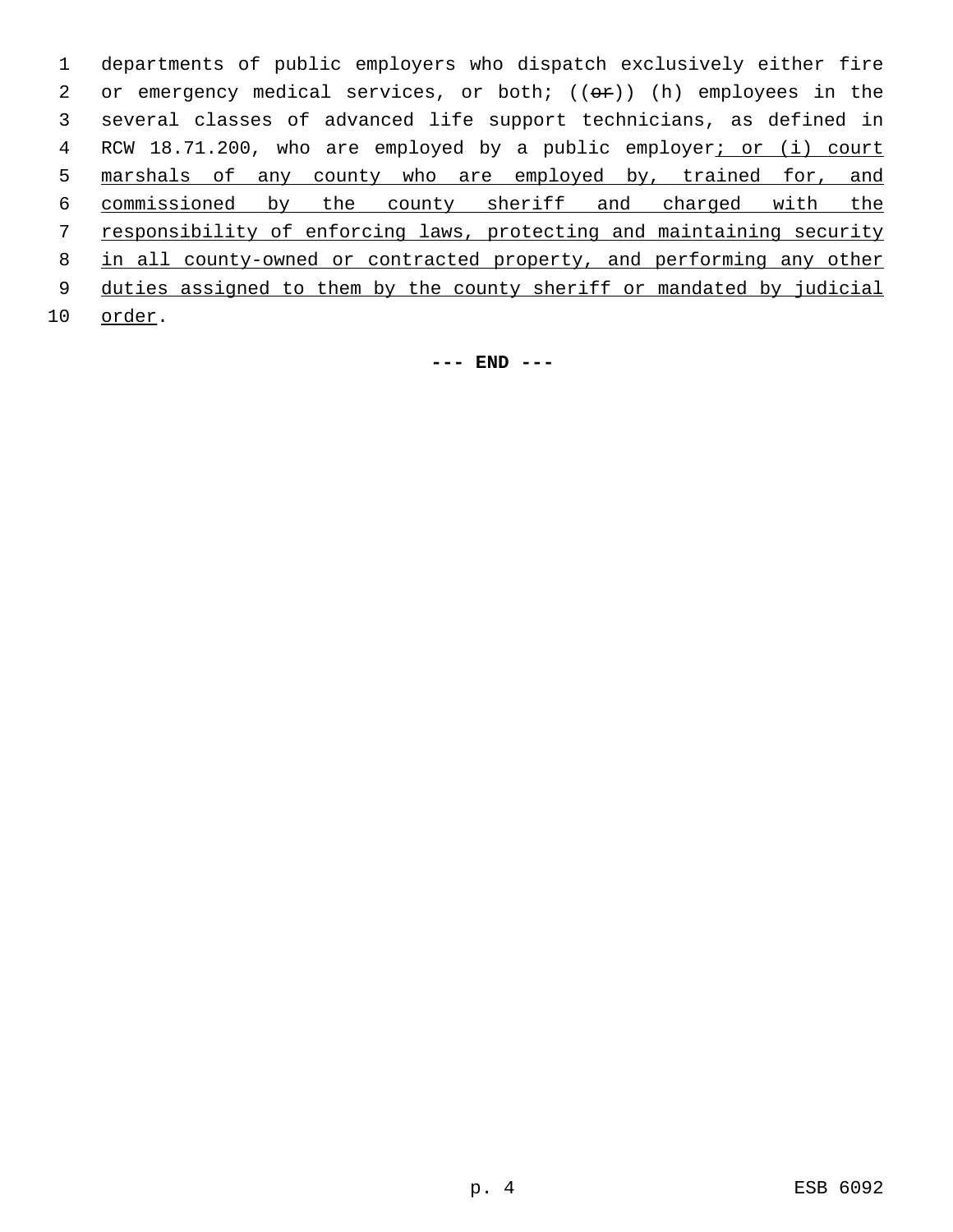departments of public employers who dispatch exclusively either fire or emergency medical services, or both; ((~~or~~)) (h) employees in the several classes of advanced life support technicians, as defined in RCW 18.71.200, who are employed by a public employer<u>; or (i) court marshals of any county who are employed by, trained for, and commissioned by the county sheriff and charged with the responsibility of enforcing laws, protecting and maintaining security in all county-owned or contracted property, and performing any other duties assigned to them by the county sheriff or mandated by judicial order</u>.

**--- END ---**